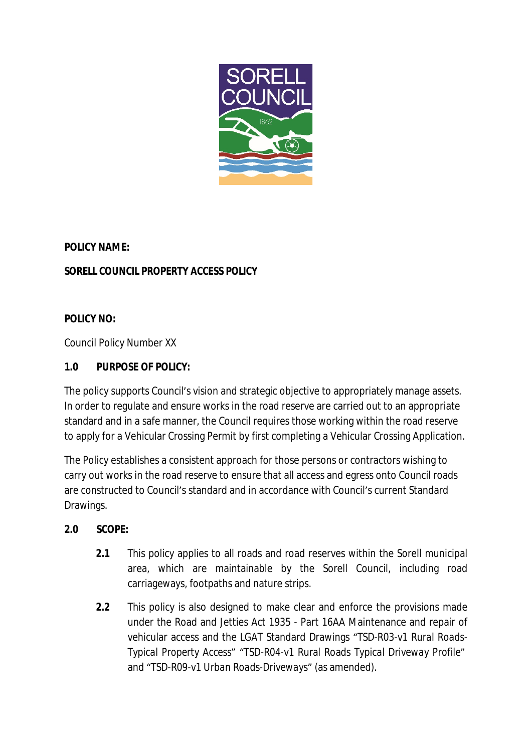**POLICY NAME:**

**SORELL COUNCIL PROPERTY ACCESS POLICY**

**POLICY NO:**

Council Policy Number XX

## 1.0 PURPOSE OF POLICY:

The policy supports Council's vision and strategic objective to appropriately manage assets. In order to regulate and ensure works in the road reserve are carried out to an appropriate standard and in a safe manner, the Council requires those working within the road reserve to apply for a Vehicular Crossing Permit by first completing a Vehicular Crossing Application.

The Policy establishes a consistent approach for those persons or contractors wishing to carry out works in the road reserve to ensure that all access and egress onto Council roads are constructed to Council's standard and in accordance with Council's current Standard Drawings.

## 2.0 SCOPE:

**2.1** This policy applies to all roads and road reserves within the Sorell municipal area, which are maintainable by the Sorell Council, including road carriageways, footpaths and nature strips.

**2.2** This policy is also designed to make clear and enforce the provisions made under the Road and Jetties Act 1935 - Part 16AA Maintenance and repair of vehicular access and the LGAT Standard Drawings "TSD-R03-v1 Rural Roads-Typical Property Access" "TSD-R04-v1 Rural Roads Typical Driveway Profile" and "TSD-R09-v1 Urban Roads-Driveways" (as amended).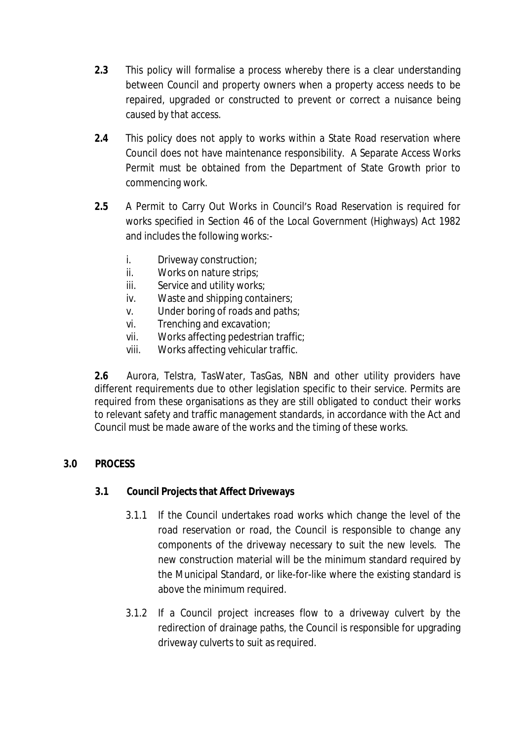**2.3** This policy will formalise a process whereby there is a clear understanding between Council and property owners when a property access needs to be repaired, upgraded or constructed to prevent or correct a nuisance being caused by that access.

**2.4** This policy does not apply to works within a State Road reservation where Council does not have maintenance responsibility. A Separate Access Works Permit must be obtained from the Department of State Growth prior to commencing work.

**2.5** A Permit to Carry Out Works in Council's Road Reservation is required for works specified in Section 46 of the Local Government (Highways) Act 1982 and includes the following works:-

i. Driveway construction;
ii. Works on nature strips;
iii. Service and utility works;
iv. Waste and shipping containers;
v. Under boring of roads and paths;
vi. Trenching and excavation;
vii. Works affecting pedestrian traffic;
viii. Works affecting vehicular traffic.

**2.6** Aurora, Telstra, TasWater, TasGas, NBN and other utility providers have different requirements due to other legislation specific to their service. Permits are required from these organisations as they are still obligated to conduct their works to relevant safety and traffic management standards, in accordance with the Act and Council must be made aware of the works and the timing of these works.

## 3.0 PROCESS

### 3.1 Council Projects that Affect Driveways

3.1.1 If the Council undertakes road works which change the level of the road reservation or road, the Council is responsible to change any components of the driveway necessary to suit the new levels. The new construction material will be the minimum standard required by the Municipal Standard, or like-for-like where the existing standard is above the minimum required.

3.1.2 If a Council project increases flow to a driveway culvert by the redirection of drainage paths, the Council is responsible for upgrading driveway culverts to suit as required.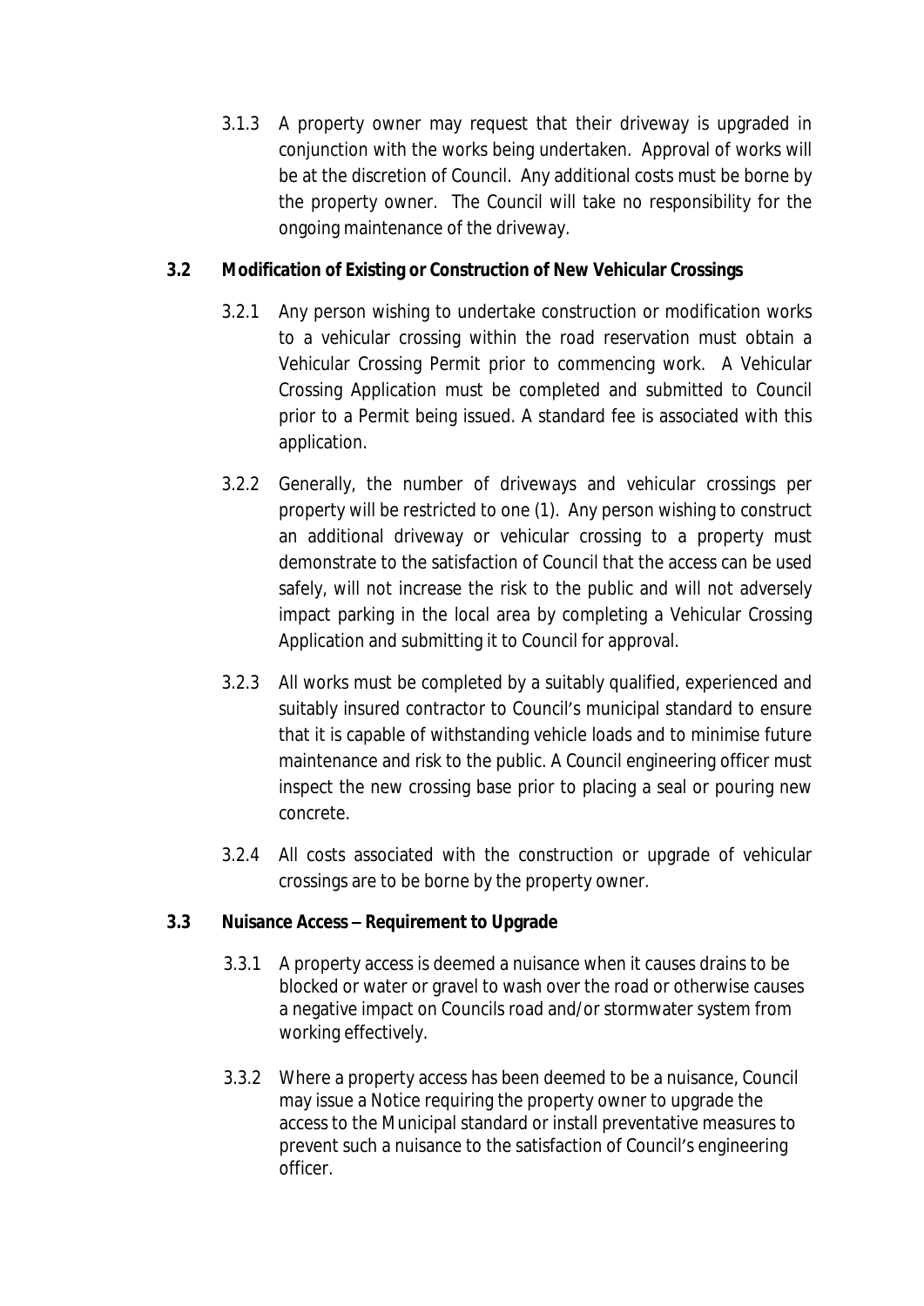3.1.3 A property owner may request that their driveway is upgraded in conjunction with the works being undertaken. Approval of works will be at the discretion of Council. Any additional costs must be borne by the property owner. The Council will take no responsibility for the ongoing maintenance of the driveway.

**3.2 Modification of Existing or Construction of New Vehicular Crossings**

3.2.1 Any person wishing to undertake construction or modification works to a vehicular crossing within the road reservation must obtain a Vehicular Crossing Permit prior to commencing work. A Vehicular Crossing Application must be completed and submitted to Council prior to a Permit being issued. A standard fee is associated with this application.

3.2.2 Generally, the number of driveways and vehicular crossings per property will be restricted to one (1). Any person wishing to construct an additional driveway or vehicular crossing to a property must demonstrate to the satisfaction of Council that the access can be used safely, will not increase the risk to the public and will not adversely impact parking in the local area by completing a Vehicular Crossing Application and submitting it to Council for approval.

3.2.3 All works must be completed by a suitably qualified, experienced and suitably insured contractor to Council's municipal standard to ensure that it is capable of withstanding vehicle loads and to minimise future maintenance and risk to the public. A Council engineering officer must inspect the new crossing base prior to placing a seal or pouring new concrete.

3.2.4 All costs associated with the construction or upgrade of vehicular crossings are to be borne by the property owner.

**3.3 Nuisance Access – Requirement to Upgrade**

3.3.1 A property access is deemed a nuisance when it causes drains to be blocked or water or gravel to wash over the road or otherwise causes a negative impact on Councils road and/or stormwater system from working effectively.

3.3.2 Where a property access has been deemed to be a nuisance, Council may issue a Notice requiring the property owner to upgrade the access to the Municipal standard or install preventative measures to prevent such a nuisance to the satisfaction of Council's engineering officer.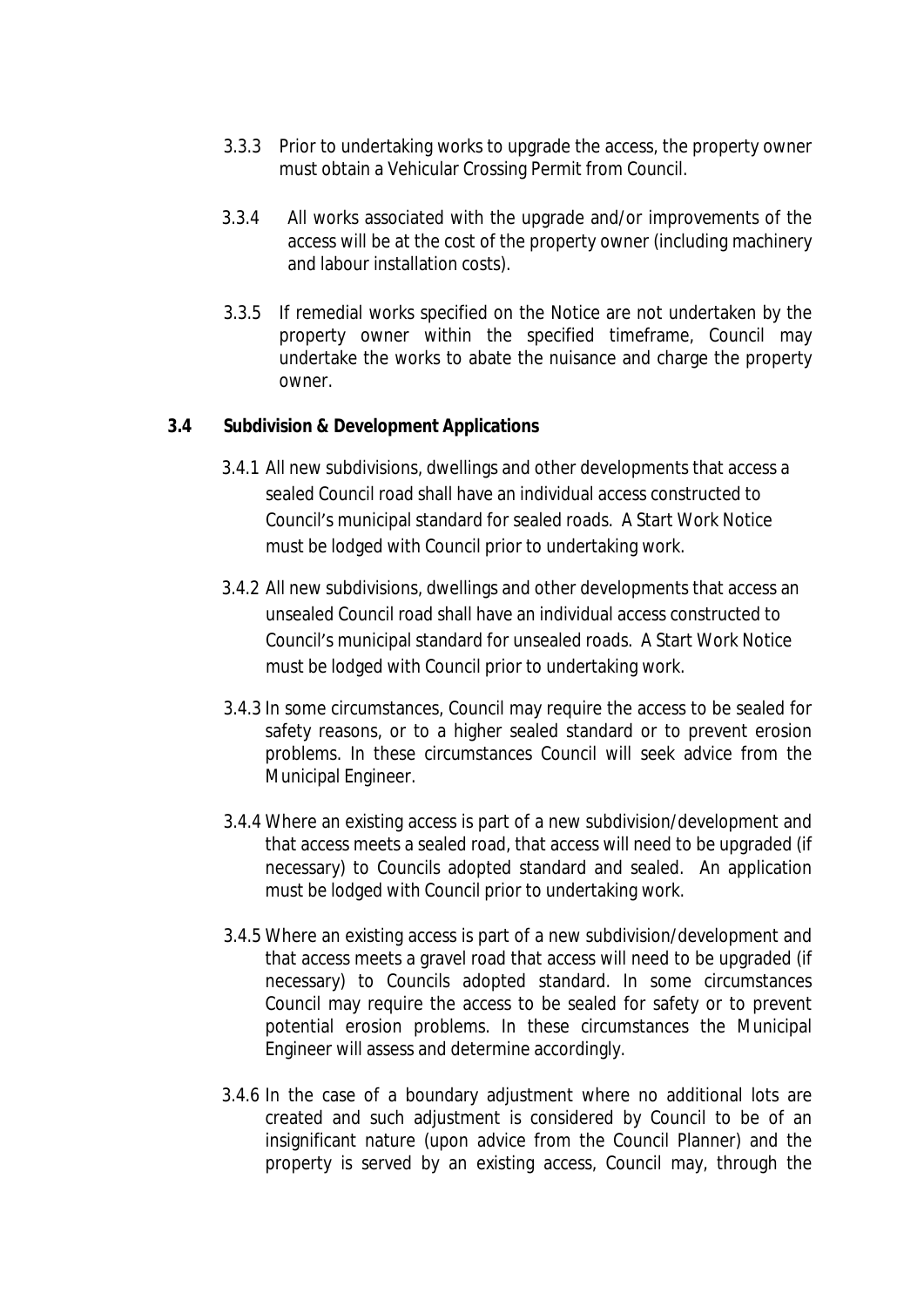3.3.3 Prior to undertaking works to upgrade the access, the property owner must obtain a Vehicular Crossing Permit from Council.

3.3.4 All works associated with the upgrade and/or improvements of the access will be at the cost of the property owner (including machinery and labour installation costs).

3.3.5 If remedial works specified on the Notice are not undertaken by the property owner within the specified timeframe, Council may undertake the works to abate the nuisance and charge the property owner.

### 3.4 Subdivision & Development Applications

3.4.1 All new subdivisions, dwellings and other developments that access a sealed Council road shall have an individual access constructed to Council's municipal standard for sealed roads. A Start Work Notice must be lodged with Council prior to undertaking work.

3.4.2 All new subdivisions, dwellings and other developments that access an unsealed Council road shall have an individual access constructed to Council's municipal standard for unsealed roads. A Start Work Notice must be lodged with Council prior to undertaking work.

3.4.3 In some circumstances, Council may require the access to be sealed for safety reasons, or to a higher sealed standard or to prevent erosion problems. In these circumstances Council will seek advice from the Municipal Engineer.

3.4.4 Where an existing access is part of a new subdivision/development and that access meets a sealed road, that access will need to be upgraded (if necessary) to Councils adopted standard and sealed. An application must be lodged with Council prior to undertaking work.

3.4.5 Where an existing access is part of a new subdivision/development and that access meets a gravel road that access will need to be upgraded (if necessary) to Councils adopted standard. In some circumstances Council may require the access to be sealed for safety or to prevent potential erosion problems. In these circumstances the Municipal Engineer will assess and determine accordingly.

3.4.6 In the case of a boundary adjustment where no additional lots are created and such adjustment is considered by Council to be of an insignificant nature (upon advice from the Council Planner) and the property is served by an existing access, Council may, through the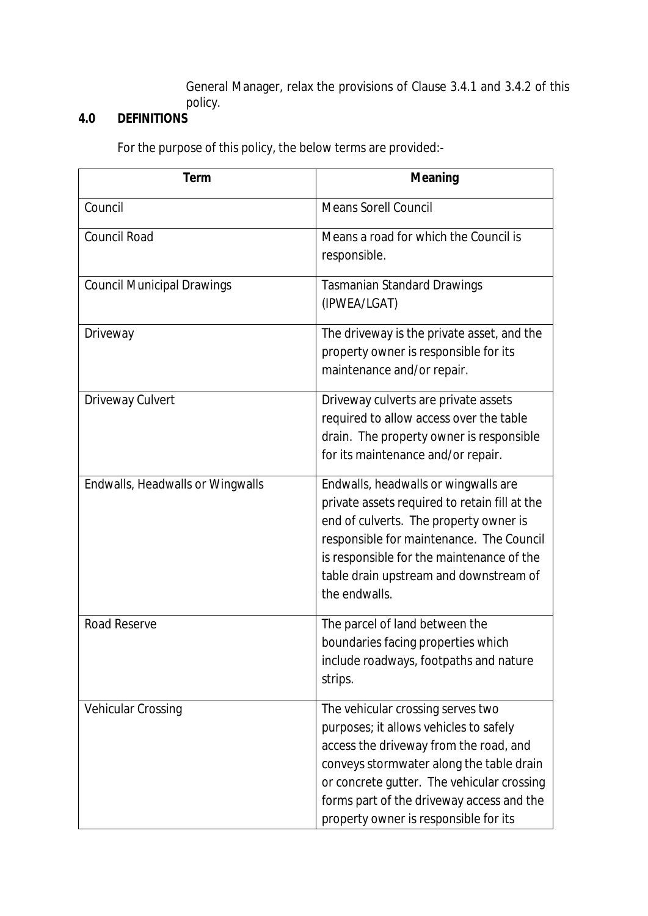General Manager, relax the provisions of Clause 3.4.1 and 3.4.2 of this policy.

## 4.0 DEFINITIONS

For the purpose of this policy, the below terms are provided:-

| Term | Meaning |
|---|---|
| Council | Means Sorell Council |
| Council Road | Means a road for which the Council is responsible. |
| Council Municipal Drawings | Tasmanian Standard Drawings (IPWEA/LGAT) |
| Driveway | The driveway is the private asset, and the property owner is responsible for its maintenance and/or repair. |
| Driveway Culvert | Driveway culverts are private assets required to allow access over the table drain. The property owner is responsible for its maintenance and/or repair. |
| Endwalls, Headwalls or Wingwalls | Endwalls, headwalls or wingwalls are private assets required to retain fill at the end of culverts. The property owner is responsible for maintenance. The Council is responsible for the maintenance of the table drain upstream and downstream of the endwalls. |
| Road Reserve | The parcel of land between the boundaries facing properties which include roadways, footpaths and nature strips. |
| Vehicular Crossing | The vehicular crossing serves two purposes; it allows vehicles to safely access the driveway from the road, and conveys stormwater along the table drain or concrete gutter. The vehicular crossing forms part of the driveway access and the property owner is responsible for its |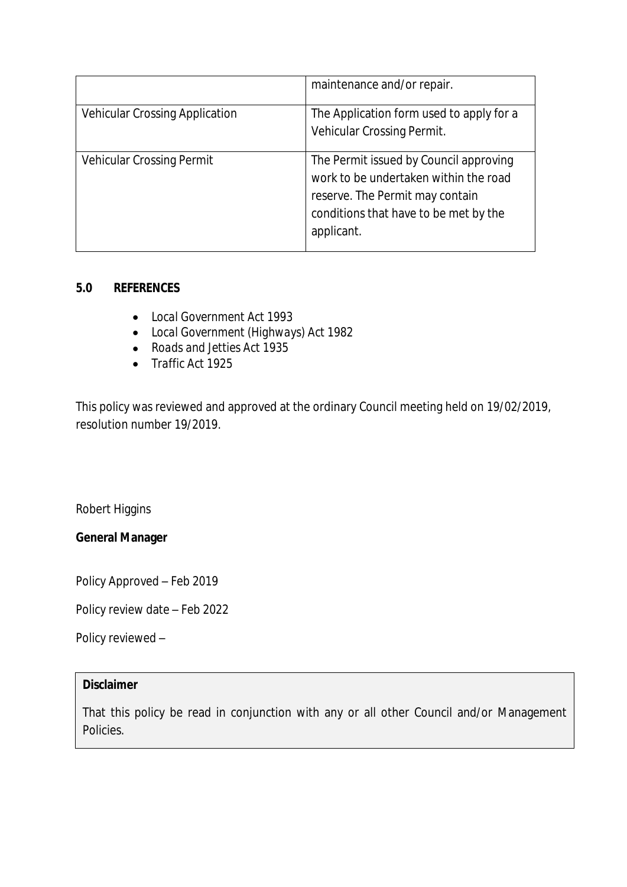| | |
|---|---|
| | maintenance and/or repair. |
| Vehicular Crossing Application | The Application form used to apply for a Vehicular Crossing Permit. |
| Vehicular Crossing Permit | The Permit issued by Council approving work to be undertaken within the road reserve. The Permit may contain conditions that have to be met by the applicant. |

**5.0 REFERENCES**

- Local Government Act 1993
- Local Government (Highways) Act 1982
- Roads and Jetties Act 1935
- Traffic Act 1925

This policy was reviewed and approved at the ordinary Council meeting held on 19/02/2019, resolution number 19/2019.

Robert Higgins

**General Manager**

Policy Approved – Feb 2019

Policy review date – Feb 2022

Policy reviewed –

**Disclaimer**

That this policy be read in conjunction with any or all other Council and/or Management Policies.